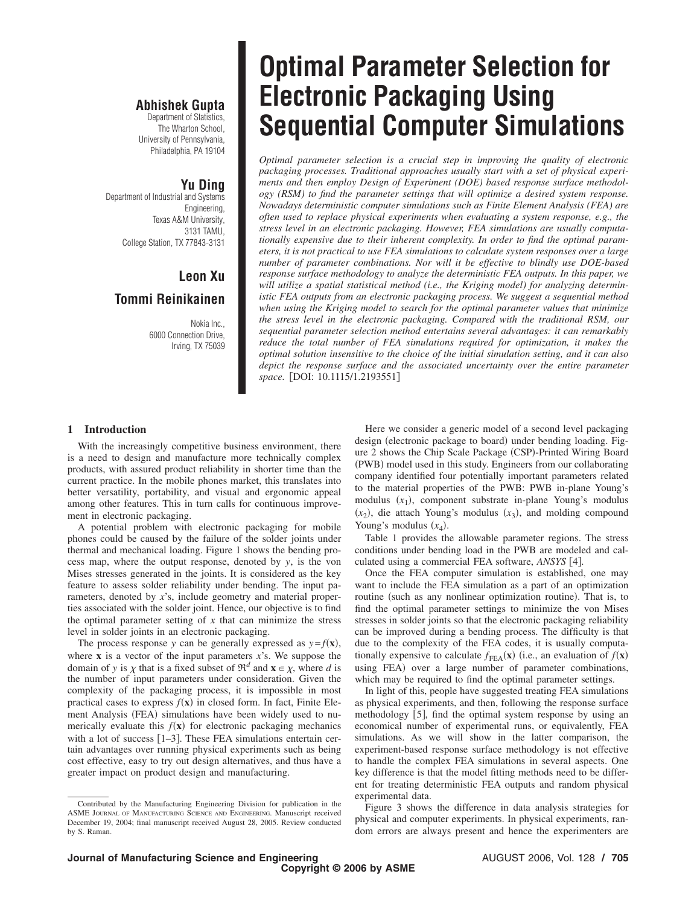# Optimal Parameter Selection for Electronic Packaging Using Sequential Computer Simulations

**Abhishek Gupta**
Department of Statistics,
The Wharton School,
University of Pennsylvania,
Philadelphia, PA 19104

**Yu Ding**
Department of Industrial and Systems Engineering,
Texas A&M University,
3131 TAMU,
College Station, TX 77843-3131

**Leon Xu**

**Tommi Reinikainen**
Nokia Inc.,
6000 Connection Drive,
Irving, TX 75039

*Optimal parameter selection is a crucial step in improving the quality of electronic packaging processes. Traditional approaches usually start with a set of physical experiments and then employ Design of Experiment (DOE) based response surface methodology (RSM) to find the parameter settings that will optimize a desired system response. Nowadays deterministic computer simulations such as Finite Element Analysis (FEA) are often used to replace physical experiments when evaluating a system response, e.g., the stress level in an electronic packaging. However, FEA simulations are usually computationally expensive due to their inherent complexity. In order to find the optimal parameters, it is not practical to use FEA simulations to calculate system responses over a large number of parameter combinations. Nor will it be effective to blindly use DOE-based response surface methodology to analyze the deterministic FEA outputs. In this paper, we will utilize a spatial statistical method (i.e., the Kriging model) for analyzing deterministic FEA outputs from an electronic packaging process. We suggest a sequential method when using the Kriging model to search for the optimal parameter values that minimize the stress level in the electronic packaging. Compared with the traditional RSM, our sequential parameter selection method entertains several advantages: it can remarkably reduce the total number of FEA simulations required for optimization, it makes the optimal solution insensitive to the choice of the initial simulation setting, and it can also depict the response surface and the associated uncertainty over the entire parameter space.* [DOI: 10.1115/1.2193551]

## 1 Introduction

With the increasingly competitive business environment, there is a need to design and manufacture more technically complex products, with assured product reliability in shorter time than the current practice. In the mobile phones market, this translates into better versatility, portability, and visual and ergonomic appeal among other features. This in turn calls for continuous improvement in electronic packaging.

A potential problem with electronic packaging for mobile phones could be caused by the failure of the solder joints under thermal and mechanical loading. Figure 1 shows the bending process map, where the output response, denoted by $y$, is the von Mises stresses generated in the joints. It is considered as the key feature to assess solder reliability under bending. The input parameters, denoted by $x$'s, include geometry and material properties associated with the solder joint. Hence, our objective is to find the optimal parameter setting of $x$ that can minimize the stress level in solder joints in an electronic packaging.

The process response $y$ can be generally expressed as $y=f(\mathbf{x})$, where $\mathbf{x}$ is a vector of the input parameters $x$'s. We suppose the domain of $y$ is $\chi$ that is a fixed subset of $\Re^d$ and $\mathbf{x} \in \chi$, where $d$ is the number of input parameters under consideration. Given the complexity of the packaging process, it is impossible in most practical cases to express $f(\mathbf{x})$ in closed form. In fact, Finite Element Analysis (FEA) simulations have been widely used to numerically evaluate this $f(\mathbf{x})$ for electronic packaging mechanics with a lot of success [1–3]. These FEA simulations entertain certain advantages over running physical experiments such as being cost effective, easy to try out design alternatives, and thus have a greater impact on product design and manufacturing.

Here we consider a generic model of a second level packaging design (electronic package to board) under bending loading. Figure 2 shows the Chip Scale Package (CSP)-Printed Wiring Board (PWB) model used in this study. Engineers from our collaborating company identified four potentially important parameters related to the material properties of the PWB: PWB in-plane Young's modulus ($x_1$), component substrate in-plane Young's modulus ($x_2$), die attach Young's modulus ($x_3$), and molding compound Young's modulus ($x_4$).

Table 1 provides the allowable parameter regions. The stress conditions under bending load in the PWB are modeled and calculated using a commercial FEA software, *ANSYS* [4].

Once the FEA computer simulation is established, one may want to include the FEA simulation as a part of an optimization routine (such as any nonlinear optimization routine). That is, to find the optimal parameter settings to minimize the von Mises stresses in solder joints so that the electronic packaging reliability can be improved during a bending process. The difficulty is that due to the complexity of the FEA codes, it is usually computationally expensive to calculate $f_{\text{FEA}}(\mathbf{x})$ (i.e., an evaluation of $f(\mathbf{x})$ using FEA) over a large number of parameter combinations, which may be required to find the optimal parameter settings.

In light of this, people have suggested treating FEA simulations as physical experiments, and then, following the response surface methodology [5], find the optimal system response by using an economical number of experimental runs, or equivalently, FEA simulations. As we will show in the latter comparison, the experiment-based response surface methodology is not effective to handle the complex FEA simulations in several aspects. One key difference is that the model fitting methods need to be different for treating deterministic FEA outputs and random physical experimental data.

Figure 3 shows the difference in data analysis strategies for physical and computer experiments. In physical experiments, random errors are always present and hence the experimenters are

Contributed by the Manufacturing Engineering Division for publication in the ASME JOURNAL OF MANUFACTURING SCIENCE AND ENGINEERING. Manuscript received December 19, 2004; final manuscript received August 28, 2005. Review conducted by S. Raman.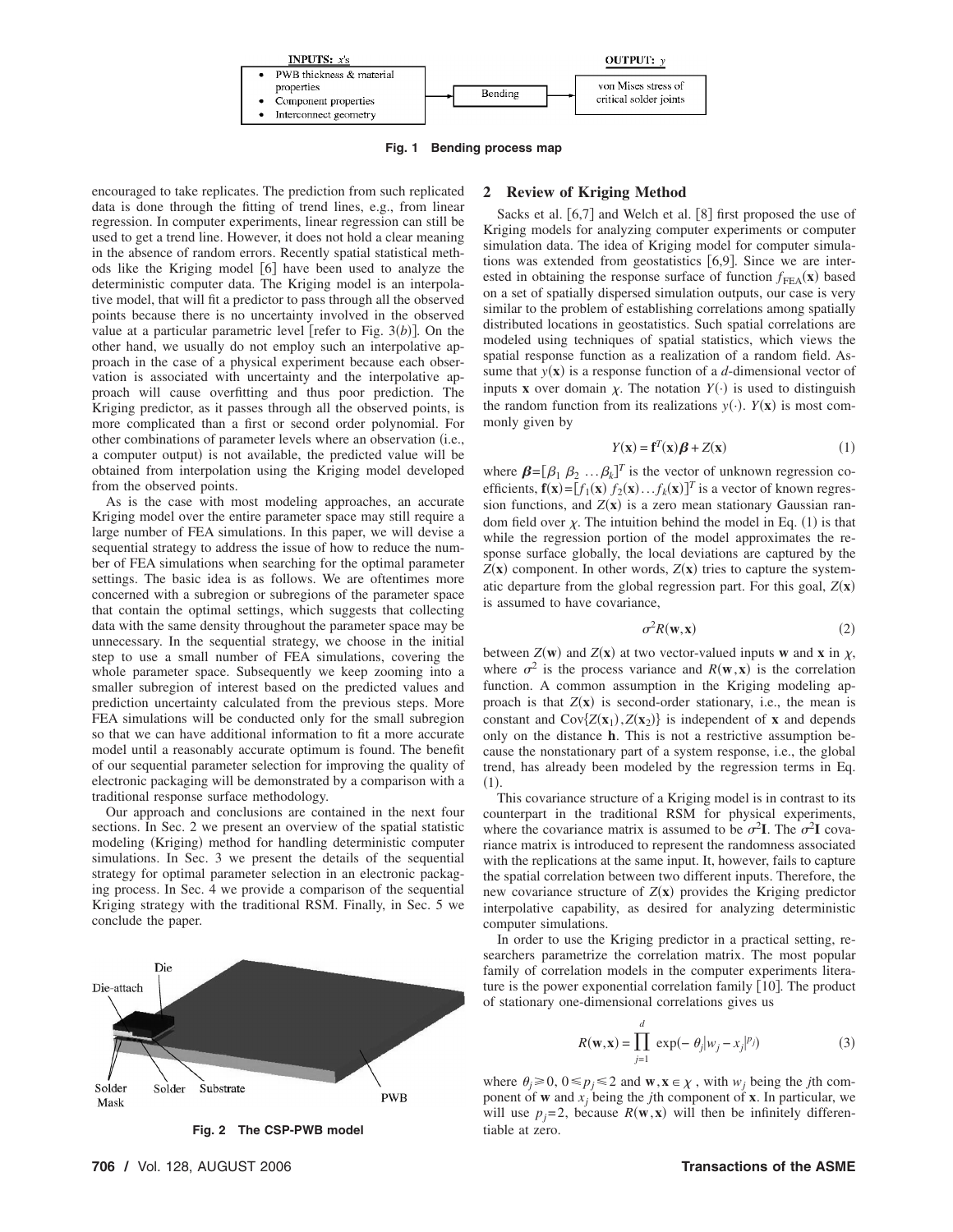INPUTS: $x$'s

- PWB thickness & material properties
- Component properties
- Interconnect geometry

Bending

OUTPUT: $y$

von Mises stress of critical solder joints

**Fig. 1 Bending process map**

encouraged to take replicates. The prediction from such replicated data is done through the fitting of trend lines, e.g., from linear regression. In computer experiments, linear regression can still be used to get a trend line. However, it does not hold a clear meaning in the absence of random errors. Recently spatial statistical methods like the Kriging model [6] have been used to analyze the deterministic computer data. The Kriging model is an interpolative model, that will fit a predictor to pass through all the observed points because there is no uncertainty involved in the observed value at a particular parametric level [refer to Fig. 3(*b*)]. On the other hand, we usually do not employ such an interpolative approach in the case of a physical experiment because each observation is associated with uncertainty and the interpolative approach will cause overfitting and thus poor prediction. The Kriging predictor, as it passes through all the observed points, is more complicated than a first or second order polynomial. For other combinations of parameter levels where an observation (i.e., a computer output) is not available, the predicted value will be obtained from interpolation using the Kriging model developed from the observed points.

As is the case with most modeling approaches, an accurate Kriging model over the entire parameter space may still require a large number of FEA simulations. In this paper, we will devise a sequential strategy to address the issue of how to reduce the number of FEA simulations when searching for the optimal parameter settings. The basic idea is as follows. We are oftentimes more concerned with a subregion or subregions of the parameter space that contain the optimal settings, which suggests that collecting data with the same density throughout the parameter space may be unnecessary. In the sequential strategy, we choose in the initial step to use a small number of FEA simulations, covering the whole parameter space. Subsequently we keep zooming into a smaller subregion of interest based on the predicted values and prediction uncertainty calculated from the previous steps. More FEA simulations will be conducted only for the small subregion so that we can have additional information to fit a more accurate model until a reasonably accurate optimum is found. The benefit of our sequential parameter selection for improving the quality of electronic packaging will be demonstrated by a comparison with a traditional response surface methodology.

Our approach and conclusions are contained in the next four sections. In Sec. 2 we present an overview of the spatial statistic modeling (Kriging) method for handling deterministic computer simulations. In Sec. 3 we present the details of the sequential strategy for optimal parameter selection in an electronic packaging process. In Sec. 4 we provide a comparison of the sequential Kriging strategy with the traditional RSM. Finally, in Sec. 5 we conclude the paper.

Die

Die-attach

Solder Mask

Solder

Substrate

PWB

**Fig. 2 The CSP-PWB model**

## 2 Review of Kriging Method

Sacks et al. [6,7] and Welch et al. [8] first proposed the use of Kriging models for analyzing computer experiments or computer simulation data. The idea of Kriging model for computer simulations was extended from geostatistics [6,9]. Since we are interested in obtaining the response surface of function $f_{\mathrm{FEA}}(\mathbf{x})$ based on a set of spatially dispersed simulation outputs, our case is very similar to the problem of establishing correlations among spatially distributed locations in geostatistics. Such spatial correlations are modeled using techniques of spatial statistics, which views the spatial response function as a realization of a random field. Assume that $y(\mathbf{x})$ is a response function of a $d$-dimensional vector of inputs $\mathbf{x}$ over domain $\chi$. The notation $Y(\cdot)$ is used to distinguish the random function from its realizations $y(\cdot)$. $Y(\mathbf{x})$ is most commonly given by

$$Y(\mathbf{x}) = \mathbf{f}^T(\mathbf{x})\boldsymbol{\beta} + Z(\mathbf{x}) \tag{1}$$

where $\boldsymbol{\beta}=[\beta_1\ \beta_2\ \ldots\beta_k]^T$ is the vector of unknown regression coefficients, $\mathbf{f}(\mathbf{x})=[f_1(\mathbf{x})\ f_2(\mathbf{x})\ldots f_k(\mathbf{x})]^T$ is a vector of known regression functions, and $Z(\mathbf{x})$ is a zero mean stationary Gaussian random field over $\chi$. The intuition behind the model in Eq. (1) is that while the regression portion of the model approximates the response surface globally, the local deviations are captured by the $Z(\mathbf{x})$ component. In other words, $Z(\mathbf{x})$ tries to capture the systematic departure from the global regression part. For this goal, $Z(\mathbf{x})$ is assumed to have covariance,

$$\sigma^2 R(\mathbf{w},\mathbf{x}) \tag{2}$$

between $Z(\mathbf{w})$ and $Z(\mathbf{x})$ at two vector-valued inputs $\mathbf{w}$ and $\mathbf{x}$ in $\chi$, where $\sigma^2$ is the process variance and $R(\mathbf{w},\mathbf{x})$ is the correlation function. A common assumption in the Kriging modeling approach is that $Z(\mathbf{x})$ is second-order stationary, i.e., the mean is constant and $\mathrm{Cov}\{Z(\mathbf{x}_1),Z(\mathbf{x}_2)\}$ is independent of $\mathbf{x}$ and depends only on the distance $\mathbf{h}$. This is not a restrictive assumption because the nonstationary part of a system response, i.e., the global trend, has already been modeled by the regression terms in Eq. (1).

This covariance structure of a Kriging model is in contrast to its counterpart in the traditional RSM for physical experiments, where the covariance matrix is assumed to be $\sigma^2\mathbf{I}$. The $\sigma^2\mathbf{I}$ covariance matrix is introduced to represent the randomness associated with the replications at the same input. It, however, fails to capture the spatial correlation between two different inputs. Therefore, the new covariance structure of $Z(\mathbf{x})$ provides the Kriging predictor interpolative capability, as desired for analyzing deterministic computer simulations.

In order to use the Kriging predictor in a practical setting, researchers parametrize the correlation matrix. The most popular family of correlation models in the computer experiments literature is the power exponential correlation family [10]. The product of stationary one-dimensional correlations gives us

$$R(\mathbf{w},\mathbf{x}) = \prod_{j=1}^{d} \exp(-\theta_j|w_j - x_j|^{p_j}) \tag{3}$$

where $\theta_j \geq 0$, $0 \leq p_j \leq 2$ and $\mathbf{w},\mathbf{x} \in \chi$, with $w_j$ being the $j$th component of $\mathbf{w}$ and $x_j$ being the $j$th component of $\mathbf{x}$. In particular, we will use $p_j=2$, because $R(\mathbf{w},\mathbf{x})$ will then be infinitely differentiable at zero.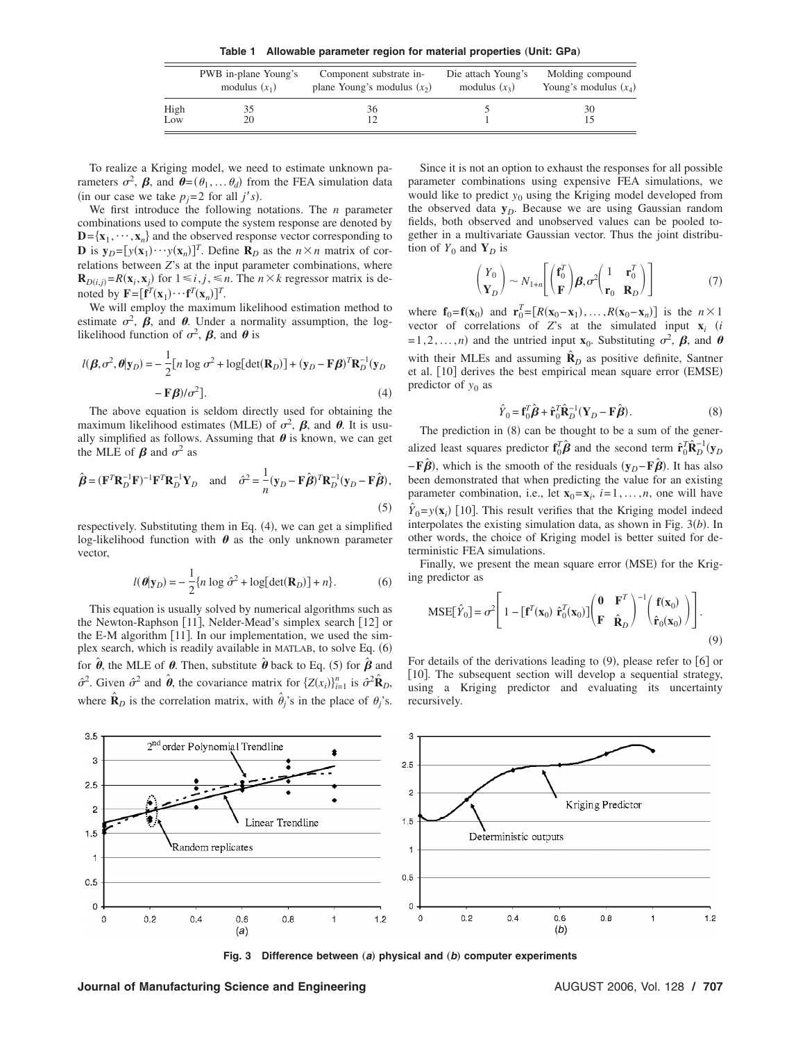**Table 1 Allowable parameter region for material properties (Unit: GPa)**

| | PWB in-plane Young's modulus ($x_1$) | Component substrate in-plane Young's modulus ($x_2$) | Die attach Young's modulus ($x_3$) | Molding compound Young's modulus ($x_4$) |
|---|---|---|---|---|
| High | 35 | 36 | 5 | 30 |
| Low | 20 | 12 | 1 | 15 |

To realize a Kriging model, we need to estimate unknown parameters $\sigma^2$, $\boldsymbol{\beta}$, and $\boldsymbol{\theta}=(\theta_1,\ldots\theta_d)$ from the FEA simulation data (in our case we take $p_j=2$ for all $j$'s).

We first introduce the following notations. The $n$ parameter combinations used to compute the system response are denoted by $\mathbf{D}=\{\mathbf{x}_1,\cdots,\mathbf{x}_n\}$ and the observed response vector corresponding to $\mathbf{D}$ is $\mathbf{y}_D=[y(\mathbf{x}_1)\cdots y(\mathbf{x}_n)]^T$. Define $\mathbf{R}_D$ as the $n\times n$ matrix of correlations between $Z$'s at the input parameter combinations, where $\mathbf{R}_{D(i,j)}=R(\mathbf{x}_i,\mathbf{x}_j)$ for $1\leq i,j,\leq n$. The $n\times k$ regressor matrix is denoted by $\mathbf{F}=[\mathbf{f}^T(\mathbf{x}_1)\cdots\mathbf{f}^T(\mathbf{x}_n)]^T$.

We will employ the maximum likelihood estimation method to estimate $\sigma^2$, $\boldsymbol{\beta}$, and $\boldsymbol{\theta}$. Under a normality assumption, the log-likelihood function of $\sigma^2$, $\boldsymbol{\beta}$, and $\boldsymbol{\theta}$ is

$$l(\boldsymbol{\beta},\sigma^2,\boldsymbol{\theta}|\mathbf{y}_D)=-\frac{1}{2}[n\log\sigma^2+\log[\det(\mathbf{R}_D)]+(\mathbf{y}_D-\mathbf{F}\boldsymbol{\beta})^T\mathbf{R}_D^{-1}(\mathbf{y}_D-\mathbf{F}\boldsymbol{\beta})/\sigma^2]. \tag{4}$$

The above equation is seldom directly used for obtaining the maximum likelihood estimates (MLE) of $\sigma^2$, $\boldsymbol{\beta}$, and $\boldsymbol{\theta}$. It is usually simplified as follows. Assuming that $\boldsymbol{\theta}$ is known, we can get the MLE of $\boldsymbol{\beta}$ and $\sigma^2$ as

$$\hat{\boldsymbol{\beta}}=(\mathbf{F}^T\mathbf{R}_D^{-1}\mathbf{F})^{-1}\mathbf{F}^T\mathbf{R}_D^{-1}\mathbf{Y}_D \quad \text{and} \quad \hat{\sigma}^2=\frac{1}{n}(\mathbf{y}_D-\mathbf{F}\hat{\boldsymbol{\beta}})^T\mathbf{R}_D^{-1}(\mathbf{y}_D-\mathbf{F}\hat{\boldsymbol{\beta}}), \tag{5}$$

respectively. Substituting them in Eq. (4), we can get a simplified log-likelihood function with $\boldsymbol{\theta}$ as the only unknown parameter vector,

$$l(\boldsymbol{\theta}|\mathbf{y}_D)=-\frac{1}{2}\{n\log\hat{\sigma}^2+\log[\det(\mathbf{R}_D)]+n\}. \tag{6}$$

This equation is usually solved by numerical algorithms such as the Newton-Raphson [11], Nelder-Mead's simplex search [12] or the E-M algorithm [11]. In our implementation, we used the simplex search, which is readily available in MATLAB, to solve Eq. (6) for $\hat{\boldsymbol{\theta}}$, the MLE of $\boldsymbol{\theta}$. Then, substitute $\hat{\boldsymbol{\theta}}$ back to Eq. (5) for $\hat{\boldsymbol{\beta}}$ and $\hat{\sigma}^2$. Given $\hat{\sigma}^2$ and $\hat{\boldsymbol{\theta}}$, the covariance matrix for $\{Z(x_i)\}_{i=1}^n$ is $\hat{\sigma}^2\hat{\mathbf{R}}_D$, where $\hat{\mathbf{R}}_D$ is the correlation matrix, with $\hat{\theta}_j$'s in the place of $\theta_j$'s.

Since it is not an option to exhaust the responses for all possible parameter combinations using expensive FEA simulations, we would like to predict $y_0$ using the Kriging model developed from the observed data $\mathbf{y}_D$. Because we are using Gaussian random fields, both observed and unobserved values can be pooled together in a multivariate Gaussian vector. Thus the joint distribution of $Y_0$ and $\mathbf{Y}_D$ is

$$\begin{pmatrix} Y_0 \\ \mathbf{Y}_D \end{pmatrix} \sim N_{1+n}\left[\begin{pmatrix} \mathbf{f}_0^T \\ \mathbf{F} \end{pmatrix}\boldsymbol{\beta},\sigma^2\begin{pmatrix} 1 & \mathbf{r}_0^T \\ \mathbf{r}_0 & \mathbf{R}_D \end{pmatrix}\right] \tag{7}$$

where $\mathbf{f}_0=\mathbf{f}(\mathbf{x}_0)$ and $\mathbf{r}_0^T=[R(\mathbf{x}_0-\mathbf{x}_1),\ldots,R(\mathbf{x}_0-\mathbf{x}_n)]$ is the $n\times 1$ vector of correlations of $Z$'s at the simulated input $\mathbf{x}_i$ ($i=1,2,\ldots,n$) and the untried input $\mathbf{x}_0$. Substituting $\sigma^2$, $\boldsymbol{\beta}$, and $\boldsymbol{\theta}$ with their MLEs and assuming $\hat{\mathbf{R}}_D$ as positive definite, Santner et al. [10] derives the best empirical mean square error (EMSE) predictor of $y_0$ as

$$\hat{Y}_0=\mathbf{f}_0^T\hat{\boldsymbol{\beta}}+\hat{\mathbf{r}}_0^T\hat{\mathbf{R}}_D^{-1}(\mathbf{Y}_D-\mathbf{F}\hat{\boldsymbol{\beta}}). \tag{8}$$

The prediction in (8) can be thought to be a sum of the generalized least squares predictor $\mathbf{f}_0^T\hat{\boldsymbol{\beta}}$ and the second term $\hat{\mathbf{r}}_0^T\hat{\mathbf{R}}_D^{-1}(\mathbf{y}_D-\mathbf{F}\hat{\boldsymbol{\beta}})$, which is the smooth of the residuals $(\mathbf{y}_D-\mathbf{F}\hat{\boldsymbol{\beta}})$. It has also been demonstrated that when predicting the value for an existing parameter combination, i.e., let $\mathbf{x}_0=\mathbf{x}_i$, $i=1,\ldots,n$, one will have $\hat{Y}_0=y(\mathbf{x}_i)$ [10]. This result verifies that the Kriging model indeed interpolates the existing simulation data, as shown in Fig. 3(*b*). In other words, the choice of Kriging model is better suited for deterministic FEA simulations.

Finally, we present the mean square error (MSE) for the Kriging predictor as

$$\mathrm{MSE}[\hat{Y}_0]=\sigma^2\left[1-[\mathbf{f}^T(\mathbf{x}_0)\ \hat{\mathbf{r}}_0^T(\mathbf{x}_0)]\begin{pmatrix} \mathbf{0} & \mathbf{F}^T \\ \mathbf{F} & \hat{\mathbf{R}}_D \end{pmatrix}^{-1}\begin{pmatrix} \mathbf{f}(\mathbf{x}_0) \\ \hat{\mathbf{r}}_0(\mathbf{x}_0) \end{pmatrix}\right]. \tag{9}$$

For details of the derivations leading to (9), please refer to [6] or [10]. The subsequent section will develop a sequential strategy, using a Kriging predictor and evaluating its uncertainty recursively.

**Fig. 3 Difference between (*a*) physical and (*b*) computer experiments**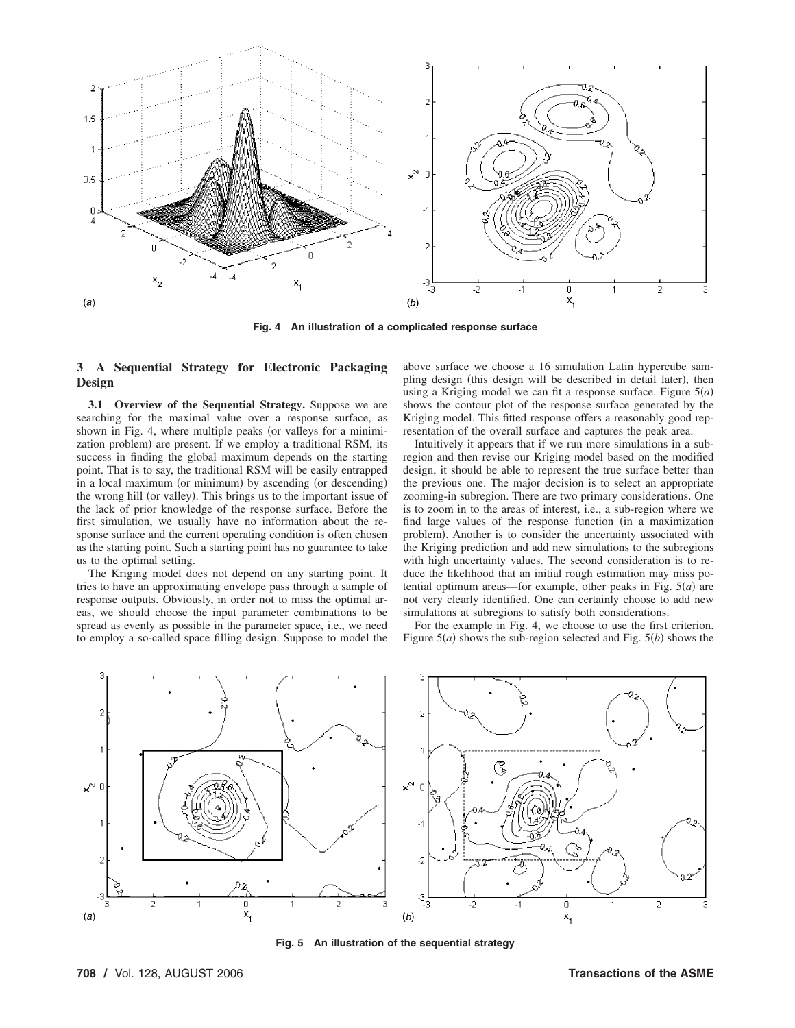Fig. 4 An illustration of a complicated response surface

## 3 A Sequential Strategy for Electronic Packaging Design

**3.1 Overview of the Sequential Strategy.** Suppose we are searching for the maximal value over a response surface, as shown in Fig. 4, where multiple peaks (or valleys for a minimization problem) are present. If we employ a traditional RSM, its success in finding the global maximum depends on the starting point. That is to say, the traditional RSM will be easily entrapped in a local maximum (or minimum) by ascending (or descending) the wrong hill (or valley). This brings us to the important issue of the lack of prior knowledge of the response surface. Before the first simulation, we usually have no information about the response surface and the current operating condition is often chosen as the starting point. Such a starting point has no guarantee to take us to the optimal setting.

The Kriging model does not depend on any starting point. It tries to have an approximating envelope pass through a sample of response outputs. Obviously, in order to not miss the optimal areas, we should choose the input parameter combinations to be spread as evenly as possible in the parameter space, i.e., we need to employ a so-called space filling design. Suppose to model the above surface we choose a 16 simulation Latin hypercube sampling design (this design will be described in detail later), then using a Kriging model we can fit a response surface. Figure 5(*a*) shows the contour plot of the response surface generated by the Kriging model. This fitted response offers a reasonably good representation of the overall surface and captures the peak area.

Intuitively it appears that if we run more simulations in a subregion and then revise our Kriging model based on the modified design, it should be able to represent the true surface better than the previous one. The major decision is to select an appropriate zooming-in subregion. There are two primary considerations. One is to zoom in to the areas of interest, i.e., a sub-region where we find large values of the response function (in a maximization problem). Another is to consider the uncertainty associated with the Kriging prediction and add new simulations to the subregions with high uncertainty values. The second consideration is to reduce the likelihood that an initial rough estimation may miss potential optimum areas—for example, other peaks in Fig. 5(*a*) are not very clearly identified. One can certainly choose to add new simulations at subregions to satisfy both considerations.

For the example in Fig. 4, we choose to use the first criterion. Figure 5(*a*) shows the sub-region selected and Fig. 5(*b*) shows the

Fig. 5 An illustration of the sequential strategy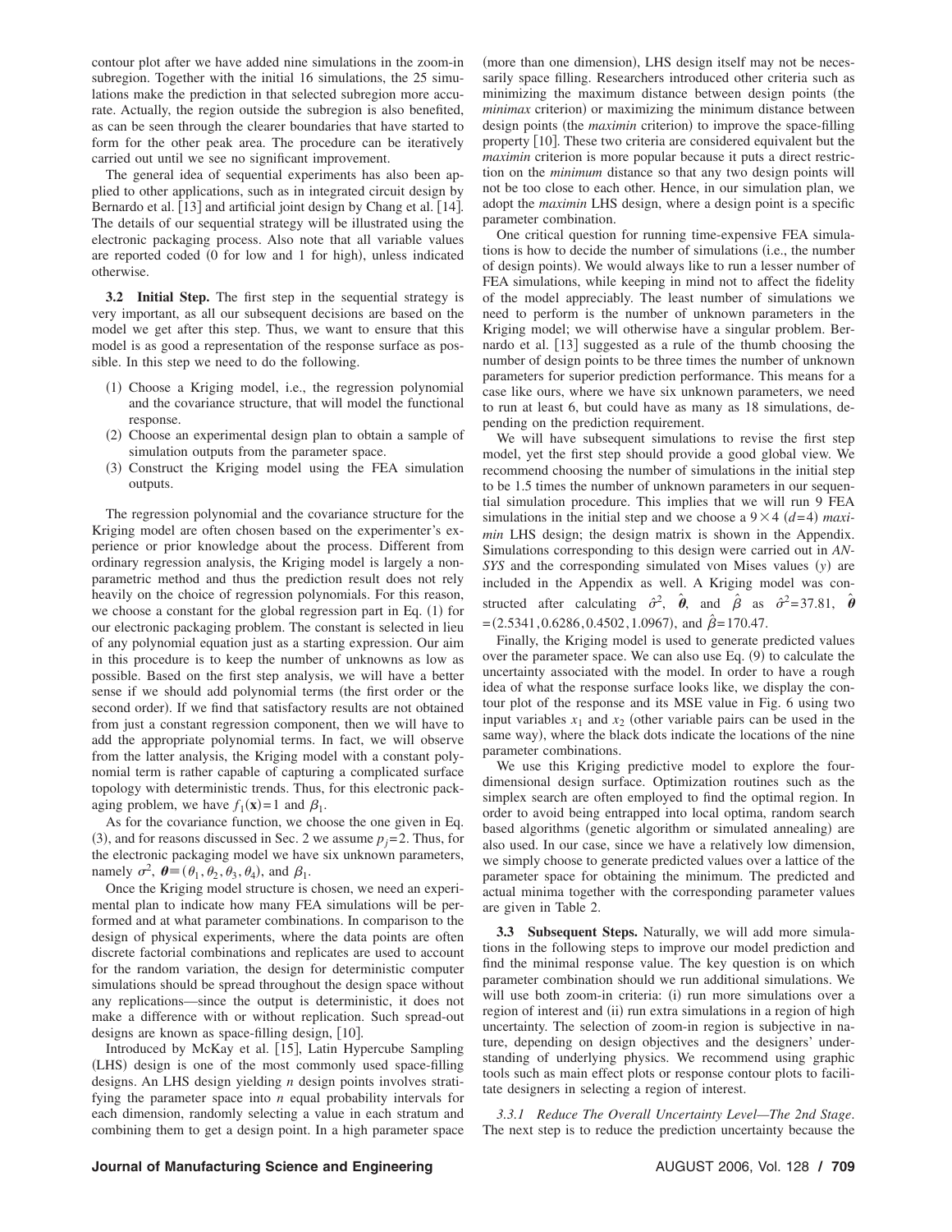contour plot after we have added nine simulations in the zoom-in subregion. Together with the initial 16 simulations, the 25 simulations make the prediction in that selected subregion more accurate. Actually, the region outside the subregion is also benefited, as can be seen through the clearer boundaries that have started to form for the other peak area. The procedure can be iteratively carried out until we see no significant improvement.

The general idea of sequential experiments has also been applied to other applications, such as in integrated circuit design by Bernardo et al. [13] and artificial joint design by Chang et al. [14]. The details of our sequential strategy will be illustrated using the electronic packaging process. Also note that all variable values are reported coded (0 for low and 1 for high), unless indicated otherwise.

**3.2 Initial Step.** The first step in the sequential strategy is very important, as all our subsequent decisions are based on the model we get after this step. Thus, we want to ensure that this model is as good a representation of the response surface as possible. In this step we need to do the following.

(1) Choose a Kriging model, i.e., the regression polynomial and the covariance structure, that will model the functional response.
(2) Choose an experimental design plan to obtain a sample of simulation outputs from the parameter space.
(3) Construct the Kriging model using the FEA simulation outputs.

The regression polynomial and the covariance structure for the Kriging model are often chosen based on the experimenter's experience or prior knowledge about the process. Different from ordinary regression analysis, the Kriging model is largely a nonparametric method and thus the prediction result does not rely heavily on the choice of regression polynomials. For this reason, we choose a constant for the global regression part in Eq. (1) for our electronic packaging problem. The constant is selected in lieu of any polynomial equation just as a starting expression. Our aim in this procedure is to keep the number of unknowns as low as possible. Based on the first step analysis, we will have a better sense if we should add polynomial terms (the first order or the second order). If we find that satisfactory results are not obtained from just a constant regression component, then we will have to add the appropriate polynomial terms. In fact, we will observe from the latter analysis, the Kriging model with a constant polynomial term is rather capable of capturing a complicated surface topology with deterministic trends. Thus, for this electronic packaging problem, we have $f_1(\mathbf{x})=1$ and $\beta_1$.

As for the covariance function, we choose the one given in Eq. (3), and for reasons discussed in Sec. 2 we assume $p_j=2$. Thus, for the electronic packaging model we have six unknown parameters, namely $\sigma^2$, $\boldsymbol{\theta}\equiv(\theta_1,\theta_2,\theta_3,\theta_4)$, and $\beta_1$.

Once the Kriging model structure is chosen, we need an experimental plan to indicate how many FEA simulations will be performed and at what parameter combinations. In comparison to the design of physical experiments, where the data points are often discrete factorial combinations and replicates are used to account for the random variation, the design for deterministic computer simulations should be spread throughout the design space without any replications—since the output is deterministic, it does not make a difference with or without replication. Such spread-out designs are known as space-filling design, [10].

Introduced by McKay et al. [15], Latin Hypercube Sampling (LHS) design is one of the most commonly used space-filling designs. An LHS design yielding $n$ design points involves stratifying the parameter space into $n$ equal probability intervals for each dimension, randomly selecting a value in each stratum and combining them to get a design point. In a high parameter space (more than one dimension), LHS design itself may not be necessarily space filling. Researchers introduced other criteria such as minimizing the maximum distance between design points (the *minimax* criterion) or maximizing the minimum distance between design points (the *maximin* criterion) to improve the space-filling property [10]. These two criteria are considered equivalent but the *maximin* criterion is more popular because it puts a direct restriction on the *minimum* distance so that any two design points will not be too close to each other. Hence, in our simulation plan, we adopt the *maximin* LHS design, where a design point is a specific parameter combination.

One critical question for running time-expensive FEA simulations is how to decide the number of simulations (i.e., the number of design points). We would always like to run a lesser number of FEA simulations, while keeping in mind not to affect the fidelity of the model appreciably. The least number of simulations we need to perform is the number of unknown parameters in the Kriging model; we will otherwise have a singular problem. Bernardo et al. [13] suggested as a rule of the thumb choosing the number of design points to be three times the number of unknown parameters for superior prediction performance. This means for a case like ours, where we have six unknown parameters, we need to run at least 6, but could have as many as 18 simulations, depending on the prediction requirement.

We will have subsequent simulations to revise the first step model, yet the first step should provide a good global view. We recommend choosing the number of simulations in the initial step to be 1.5 times the number of unknown parameters in our sequential simulation procedure. This implies that we will run 9 FEA simulations in the initial step and we choose a $9\times 4$ ($d=4$) *maximin* LHS design; the design matrix is shown in the Appendix. Simulations corresponding to this design were carried out in *ANSYS* and the corresponding simulated von Mises values ($y$) are included in the Appendix as well. A Kriging model was constructed after calculating $\hat{\sigma}^2$, $\hat{\boldsymbol{\theta}}$, and $\hat{\beta}$ as $\hat{\sigma}^2=37.81$, $\hat{\boldsymbol{\theta}}=(2.5341,0.6286,0.4502,1.0967)$, and $\hat{\beta}=170.47$.

Finally, the Kriging model is used to generate predicted values over the parameter space. We can also use Eq. (9) to calculate the uncertainty associated with the model. In order to have a rough idea of what the response surface looks like, we display the contour plot of the response and its MSE value in Fig. 6 using two input variables $x_1$ and $x_2$ (other variable pairs can be used in the same way), where the black dots indicate the locations of the nine parameter combinations.

We use this Kriging predictive model to explore the four-dimensional design surface. Optimization routines such as the simplex search are often employed to find the optimal region. In order to avoid being entrapped into local optima, random search based algorithms (genetic algorithm or simulated annealing) are also used. In our case, since we have a relatively low dimension, we simply choose to generate predicted values over a lattice of the parameter space for obtaining the minimum. The predicted and actual minima together with the corresponding parameter values are given in Table 2.

**3.3 Subsequent Steps.** Naturally, we will add more simulations in the following steps to improve our model prediction and find the minimal response value. The key question is on which parameter combination should we run additional simulations. We will use both zoom-in criteria: (i) run more simulations over a region of interest and (ii) run extra simulations in a region of high uncertainty. The selection of zoom-in region is subjective in nature, depending on design objectives and the designers' understanding of underlying physics. We recommend using graphic tools such as main effect plots or response contour plots to facilitate designers in selecting a region of interest.

*3.3.1 Reduce The Overall Uncertainty Level—The 2nd Stage.* The next step is to reduce the prediction uncertainty because the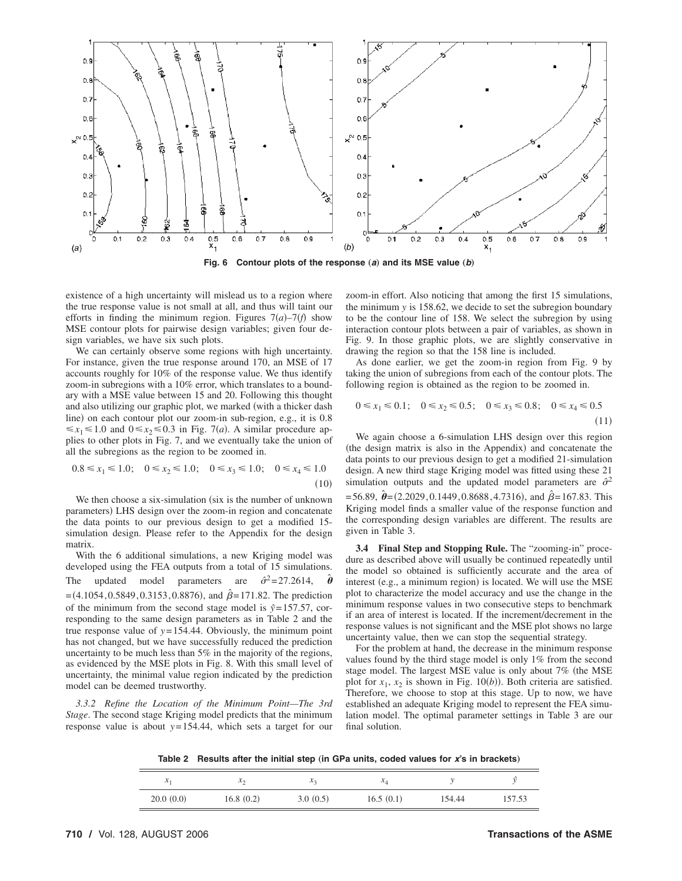Fig. 6 Contour plots of the response (*a*) and its MSE value (*b*)

existence of a high uncertainty will mislead us to a region where the true response value is not small at all, and thus will taint our efforts in finding the minimum region. Figures 7(*a*)–7(*f*) show MSE contour plots for pairwise design variables; given four design variables, we have six such plots.

We can certainly observe some regions with high uncertainty. For instance, given the true response around 170, an MSE of 17 accounts roughly for 10% of the response value. We thus identify zoom-in subregions with a 10% error, which translates to a boundary with a MSE value between 15 and 20. Following this thought and also utilizing our graphic plot, we marked (with a thicker dash line) on each contour plot our zoom-in sub-region, e.g., it is $0.8 \leq x_1 \leq 1.0$ and $0 \leq x_2 \leq 0.3$ in Fig. 7(*a*). A similar procedure applies to other plots in Fig. 7, and we eventually take the union of all the subregions as the region to be zoomed in.

$$0.8 \leq x_1 \leq 1.0; \quad 0 \leq x_2 \leq 1.0; \quad 0 \leq x_3 \leq 1.0; \quad 0 \leq x_4 \leq 1.0 \tag{10}$$

We then choose a six-simulation (six is the number of unknown parameters) LHS design over the zoom-in region and concatenate the data points to our previous design to get a modified 15-simulation design. Please refer to the Appendix for the design matrix.

With the 6 additional simulations, a new Kriging model was developed using the FEA outputs from a total of 15 simulations. The updated model parameters are $\hat{\sigma}^2 = 27.2614$, $\hat{\boldsymbol{\theta}} = (4.1054, 0.5849, 0.3153, 0.8876)$, and $\hat{\beta} = 171.82$. The prediction of the minimum from the second stage model is $\hat{y} = 157.57$, corresponding to the same design parameters as in Table 2 and the true response value of $y = 154.44$. Obviously, the minimum point has not changed, but we have successfully reduced the prediction uncertainty to be much less than 5% in the majority of the regions, as evidenced by the MSE plots in Fig. 8. With this small level of uncertainty, the minimal value region indicated by the prediction model can be deemed trustworthy.

*3.3.2 Refine the Location of the Minimum Point—The 3rd Stage*. The second stage Kriging model predicts that the minimum response value is about $y = 154.44$, which sets a target for our zoom-in effort. Also noticing that among the first 15 simulations, the minimum $y$ is 158.62, we decide to set the subregion boundary to be the contour line of 158. We select the subregion by using interaction contour plots between a pair of variables, as shown in Fig. 9. In those graphic plots, we are slightly conservative in drawing the region so that the 158 line is included.

As done earlier, we get the zoom-in region from Fig. 9 by taking the union of subregions from each of the contour plots. The following region is obtained as the region to be zoomed in.

$$0 \leq x_1 \leq 0.1; \quad 0 \leq x_2 \leq 0.5; \quad 0 \leq x_3 \leq 0.8; \quad 0 \leq x_4 \leq 0.5 \tag{11}$$

We again choose a 6-simulation LHS design over this region (the design matrix is also in the Appendix) and concatenate the data points to our previous design to get a modified 21-simulation design. A new third stage Kriging model was fitted using these 21 simulation outputs and the updated model parameters are $\hat{\sigma}^2 = 56.89$, $\hat{\boldsymbol{\theta}} = (2.2029, 0.1449, 0.8688, 4.7316)$, and $\hat{\beta} = 167.83$. This Kriging model finds a smaller value of the response function and the corresponding design variables are different. The results are given in Table 3.

**3.4 Final Step and Stopping Rule.** The "zooming-in" procedure as described above will usually be continued repeatedly until the model so obtained is sufficiently accurate and the area of interest (e.g., a minimum region) is located. We will use the MSE plot to characterize the model accuracy and use the change in the minimum response values in two consecutive steps to benchmark if an area of interest is located. If the increment/decrement in the response values is not significant and the MSE plot shows no large uncertainty value, then we can stop the sequential strategy.

For the problem at hand, the decrease in the minimum response values found by the third stage model is only 1% from the second stage model. The largest MSE value is only about 7% (the MSE plot for $x_1$, $x_2$ is shown in Fig. 10(*b*)). Both criteria are satisfied. Therefore, we choose to stop at this stage. Up to now, we have established an adequate Kriging model to represent the FEA simulation model. The optimal parameter settings in Table 3 are our final solution.

**Table 2 Results after the initial step (in GPa units, coded values for *x*'s in brackets)**

| $x_1$ | $x_2$ | $x_3$ | $x_4$ | $y$ | $\hat{y}$ |
|---|---|---|---|---|---|
| 20.0 (0.0) | 16.8 (0.2) | 3.0 (0.5) | 16.5 (0.1) | 154.44 | 157.53 |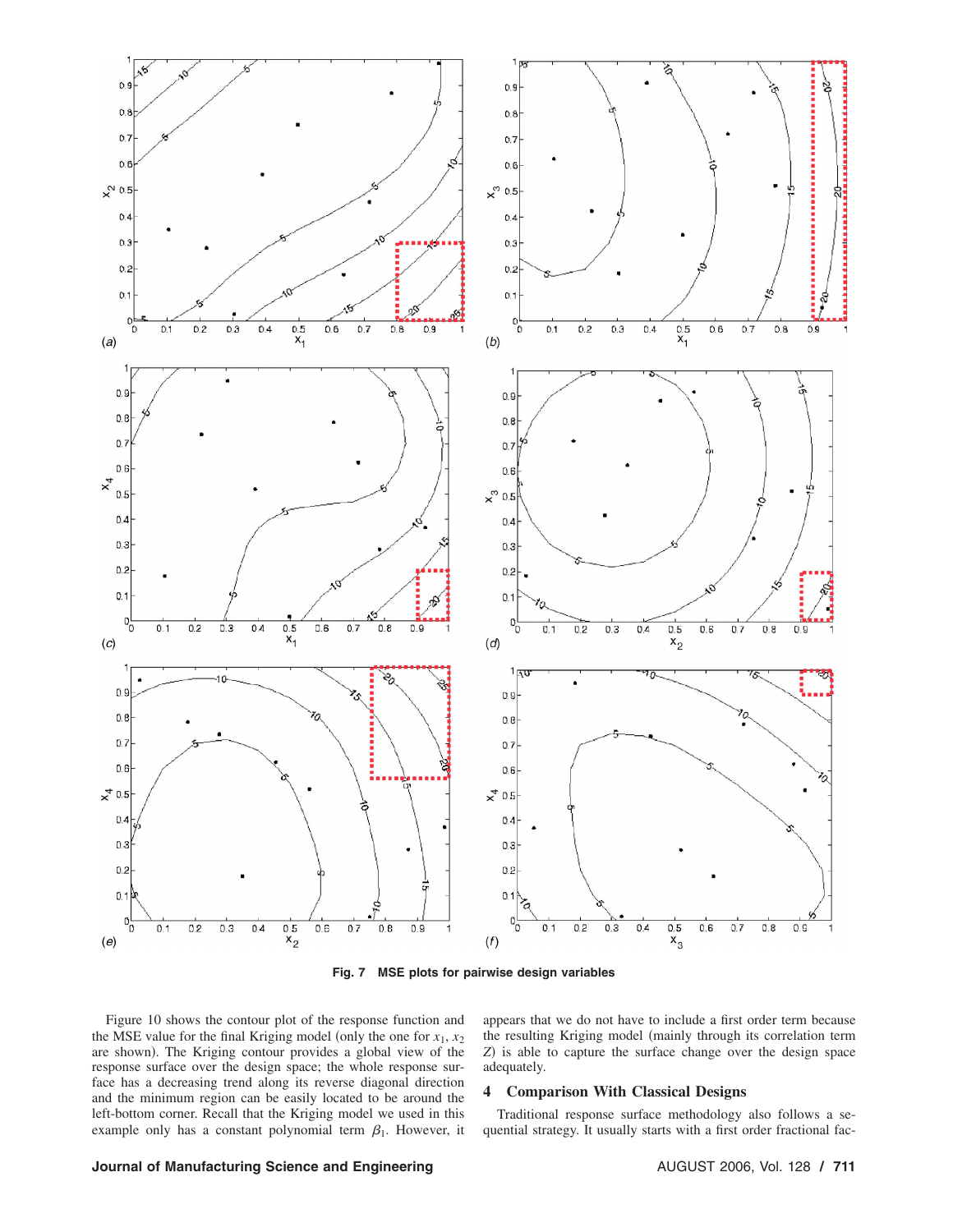**Fig. 7 MSE plots for pairwise design variables**

Figure 10 shows the contour plot of the response function and the MSE value for the final Kriging model (only the one for $x_1$, $x_2$ are shown). The Kriging contour provides a global view of the response surface over the design space; the whole response surface has a decreasing trend along its reverse diagonal direction and the minimum region can be easily located to be around the left-bottom corner. Recall that the Kriging model we used in this example only has a constant polynomial term $\beta_1$. However, it appears that we do not have to include a first order term because the resulting Kriging model (mainly through its correlation term $Z$) is able to capture the surface change over the design space adequately.

## 4 Comparison With Classical Designs

Traditional response surface methodology also follows a sequential strategy. It usually starts with a first order fractional fac-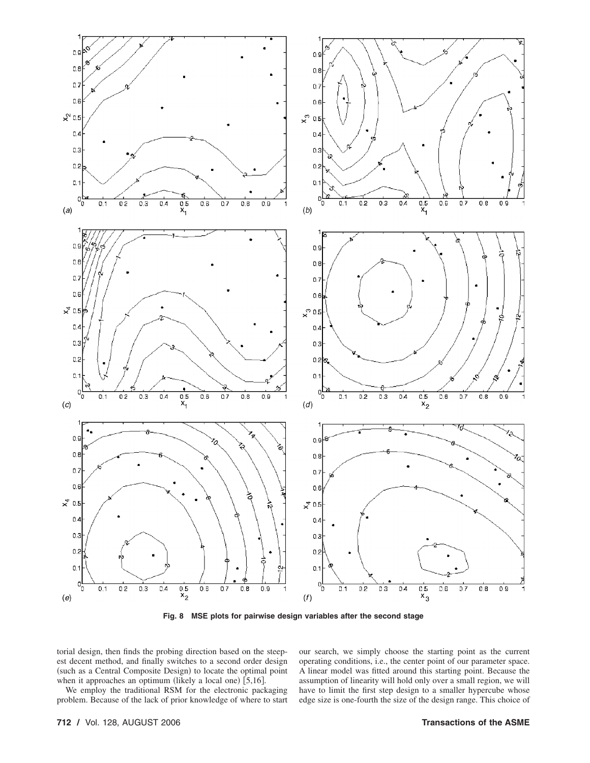Fig. 8 MSE plots for pairwise design variables after the second stage

torial design, then finds the probing direction based on the steepest decent method, and finally switches to a second order design (such as a Central Composite Design) to locate the optimal point when it approaches an optimum (likely a local one) [5,16].

We employ the traditional RSM for the electronic packaging problem. Because of the lack of prior knowledge of where to start our search, we simply choose the starting point as the current operating conditions, i.e., the center point of our parameter space. A linear model was fitted around this starting point. Because the assumption of linearity will hold only over a small region, we will have to limit the first step design to a smaller hypercube whose edge size is one-fourth the size of the design range. This choice of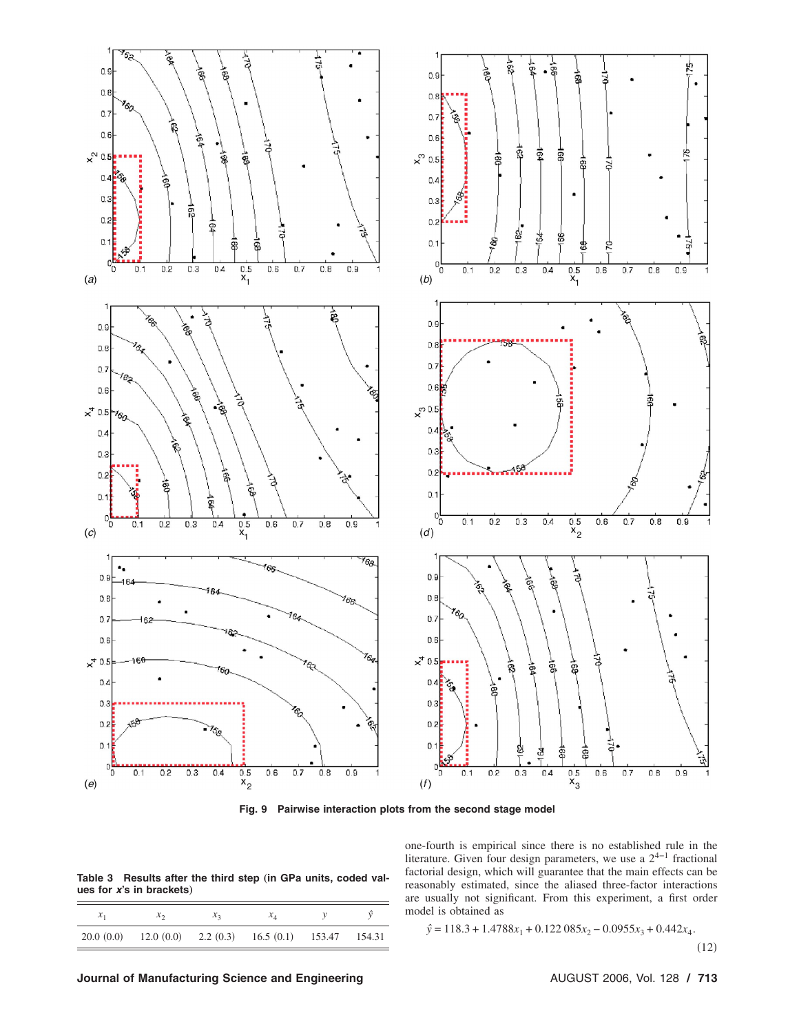**Fig. 9 Pairwise interaction plots from the second stage model**

**Table 3 Results after the third step (in GPa units, coded values for *x*'s in brackets)**

| $x_1$ | $x_2$ | $x_3$ | $x_4$ | $y$ | $\hat{y}$ |
|---|---|---|---|---|---|
| 20.0 (0.0) | 12.0 (0.0) | 2.2 (0.3) | 16.5 (0.1) | 153.47 | 154.31 |

one-fourth is empirical since there is no established rule in the literature. Given four design parameters, we use a $2^{4-1}$ fractional factorial design, which will guarantee that the main effects can be reasonably estimated, since the aliased three-factor interactions are usually not significant. From this experiment, a first order model is obtained as

$$\hat{y} = 118.3 + 1.4788x_1 + 0.122\,085x_2 - 0.0955x_3 + 0.442x_4. \tag{12}$$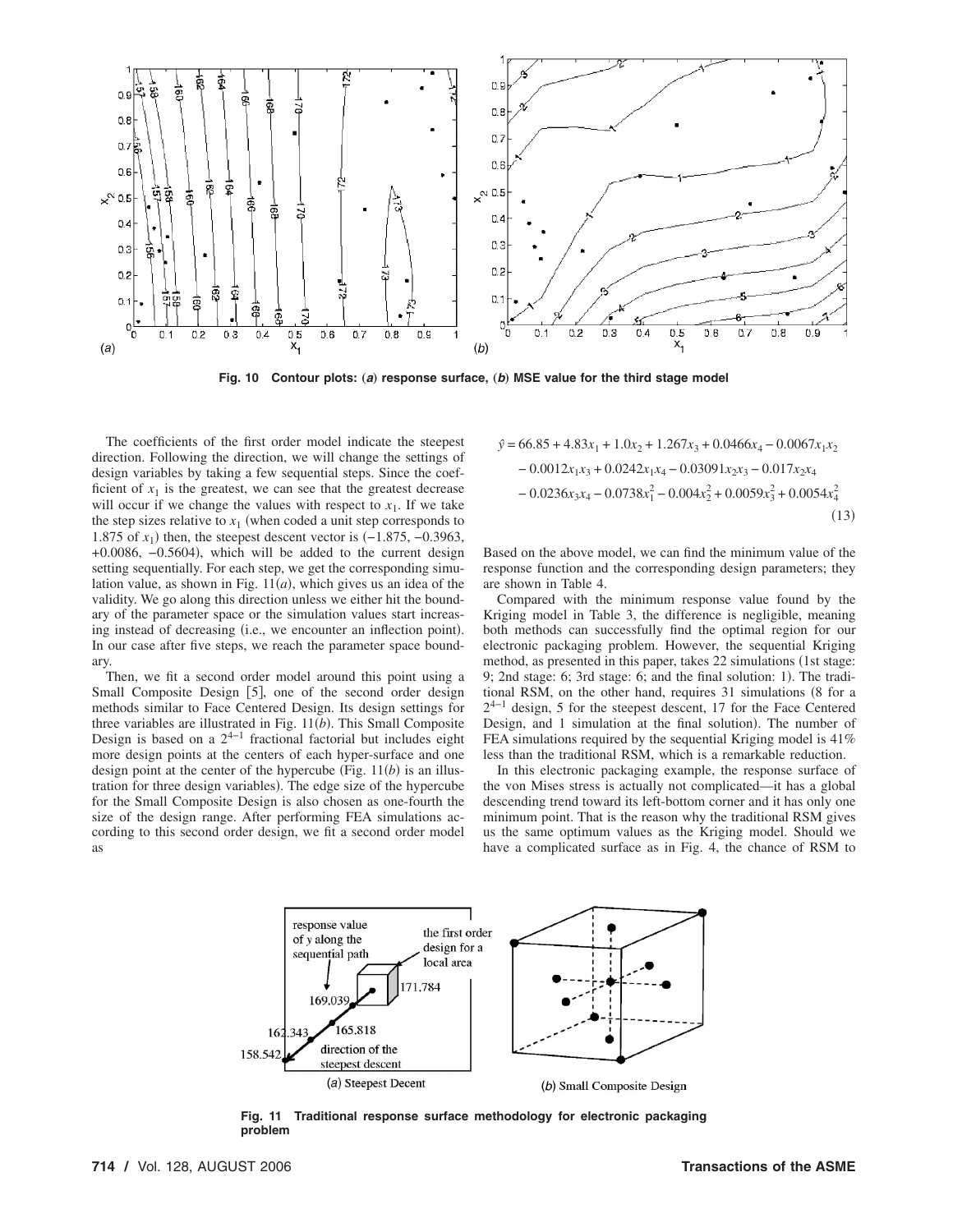Fig. 10 Contour plots: (*a*) response surface, (*b*) MSE value for the third stage model

The coefficients of the first order model indicate the steepest direction. Following the direction, we will change the settings of design variables by taking a few sequential steps. Since the coefficient of $x_1$ is the greatest, we can see that the greatest decrease will occur if we change the values with respect to $x_1$. If we take the step sizes relative to $x_1$ (when coded a unit step corresponds to 1.875 of $x_1$) then, the steepest descent vector is (−1.875, −0.3963, +0.0086, −0.5604), which will be added to the current design setting sequentially. For each step, we get the corresponding simulation value, as shown in Fig. 11(*a*), which gives us an idea of the validity. We go along this direction unless we either hit the boundary of the parameter space or the simulation values start increasing instead of decreasing (i.e., we encounter an inflection point). In our case after five steps, we reach the parameter space boundary.

Then, we fit a second order model around this point using a Small Composite Design [5], one of the second order design methods similar to Face Centered Design. Its design settings for three variables are illustrated in Fig. 11(*b*). This Small Composite Design is based on a $2^{4-1}$ fractional factorial but includes eight more design points at the centers of each hyper-surface and one design point at the center of the hypercube (Fig. 11(*b*) is an illustration for three design variables). The edge size of the hypercube for the Small Composite Design is also chosen as one-fourth the size of the design range. After performing FEA simulations according to this second order design, we fit a second order model as

$$\begin{aligned}\hat{y} = {} & 66.85 + 4.83x_1 + 1.0x_2 + 1.267x_3 + 0.0466x_4 - 0.0067x_1x_2 \\ & - 0.0012x_1x_3 + 0.0242x_1x_4 - 0.03091x_2x_3 - 0.017x_2x_4 \\ & - 0.0236x_3x_4 - 0.0738x_1^2 - 0.004x_2^2 + 0.0059x_3^2 + 0.0054x_4^2 \end{aligned} \tag{13}$$

Based on the above model, we can find the minimum value of the response function and the corresponding design parameters; they are shown in Table 4.

Compared with the minimum response value found by the Kriging model in Table 3, the difference is negligible, meaning both methods can successfully find the optimal region for our electronic packaging problem. However, the sequential Kriging method, as presented in this paper, takes 22 simulations (1st stage: 9; 2nd stage: 6; 3rd stage: 6; and the final solution: 1). The traditional RSM, on the other hand, requires 31 simulations (8 for a $2^{4-1}$ design, 5 for the steepest descent, 17 for the Face Centered Design, and 1 simulation at the final solution). The number of FEA simulations required by the sequential Kriging model is 41% less than the traditional RSM, which is a remarkable reduction.

In this electronic packaging example, the response surface of the von Mises stress is actually not complicated—it has a global descending trend toward its left-bottom corner and it has only one minimum point. That is the reason why the traditional RSM gives us the same optimum values as the Kriging model. Should we have a complicated surface as in Fig. 4, the chance of RSM to

(*a*) Steepest Decent (*b*) Small Composite Design

Fig. 11 Traditional response surface methodology for electronic packaging problem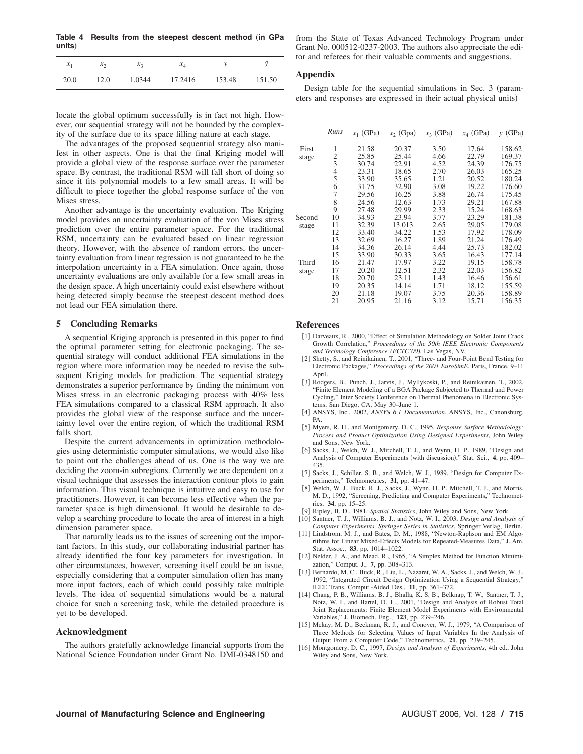**Table 4 Results from the steepest descent method (in GPa units)**

| $x_1$ | $x_2$ | $x_3$ | $x_4$ | $y$ | $\hat{y}$ |
|---|---|---|---|---|---|
| 20.0 | 12.0 | 1.0344 | 17.2416 | 153.48 | 151.50 |

locate the global optimum successfully is in fact not high. However, our sequential strategy will not be bounded by the complexity of the surface due to its space filling nature at each stage.

The advantages of the proposed sequential strategy also manifest in other aspects. One is that the final Kriging model will provide a global view of the response surface over the parameter space. By contrast, the traditional RSM will fall short of doing so since it fits polynomial models to a few small areas. It will be difficult to piece together the global response surface of the von Mises stress.

Another advantage is the uncertainty evaluation. The Kriging model provides an uncertainty evaluation of the von Mises stress prediction over the entire parameter space. For the traditional RSM, uncertainty can be evaluated based on linear regression theory. However, with the absence of random errors, the uncertainty evaluation from linear regression is not guaranteed to be the interpolation uncertainty in a FEA simulation. Once again, those uncertainty evaluations are only available for a few small areas in the design space. A high uncertainty could exist elsewhere without being detected simply because the steepest descent method does not lead our FEA simulation there.

## 5 Concluding Remarks

A sequential Kriging approach is presented in this paper to find the optimal parameter setting for electronic packaging. The sequential strategy will conduct additional FEA simulations in the region where more information may be needed to revise the subsequent Kriging models for prediction. The sequential strategy demonstrates a superior performance by finding the minimum von Mises stress in an electronic packaging process with 40% less FEA simulations compared to a classical RSM approach. It also provides the global view of the response surface and the uncertainty level over the entire region, of which the traditional RSM falls short.

Despite the current advancements in optimization methodologies using deterministic computer simulations, we would also like to point out the challenges ahead of us. One is the way we are deciding the zoom-in subregions. Currently we are dependent on a visual technique that assesses the interaction contour plots to gain information. This visual technique is intuitive and easy to use for practitioners. However, it can become less effective when the parameter space is high dimensional. It would be desirable to develop a searching procedure to locate the area of interest in a high dimension parameter space.

That naturally leads us to the issues of screening out the important factors. In this study, our collaborating industrial partner has already identified the four key parameters for investigation. In other circumstances, however, screening itself could be an issue, especially considering that a computer simulation often has many more input factors, each of which could possibly take multiple levels. The idea of sequential simulations would be a natural choice for such a screening task, while the detailed procedure is yet to be developed.

## Acknowledgment

The authors gratefully acknowledge financial supports from the National Science Foundation under Grant No. DMI-0348150 and from the State of Texas Advanced Technology Program under Grant No. 000512-0237-2003. The authors also appreciate the editor and referees for their valuable comments and suggestions.

## Appendix

Design table for the sequential simulations in Sec. 3 (parameters and responses are expressed in their actual physical units)

| | Runs | $x_1$ (GPa) | $x_2$ (Gpa) | $x_3$ (GPa) | $x_4$ (GPa) | $y$ (GPa) |
|---|---|---|---|---|---|---|
| First stage | 1 | 21.58 | 20.37 | 3.50 | 17.64 | 158.62 |
| | 2 | 25.85 | 25.44 | 4.66 | 22.79 | 169.37 |
| | 3 | 30.74 | 22.91 | 4.52 | 24.39 | 176.75 |
| | 4 | 23.31 | 18.65 | 2.70 | 26.03 | 165.25 |
| | 5 | 33.90 | 35.65 | 1.21 | 20.52 | 180.24 |
| | 6 | 31.75 | 32.90 | 3.08 | 19.22 | 176.60 |
| | 7 | 29.56 | 16.25 | 3.88 | 26.74 | 175.45 |
| | 8 | 24.56 | 12.63 | 1.73 | 29.21 | 167.88 |
| | 9 | 27.48 | 29.99 | 2.33 | 15.24 | 168.63 |
| Second stage | 10 | 34.93 | 23.94 | 3.77 | 23.29 | 181.38 |
| | 11 | 32.39 | 13.013 | 2.65 | 29.05 | 179.08 |
| | 12 | 33.40 | 34.22 | 1.53 | 17.92 | 178.09 |
| | 13 | 32.69 | 16.27 | 1.89 | 21.24 | 176.49 |
| | 14 | 34.36 | 26.14 | 4.44 | 25.73 | 182.02 |
| | 15 | 33.90 | 30.33 | 3.65 | 16.43 | 177.14 |
| Third stage | 16 | 21.47 | 17.97 | 3.22 | 19.15 | 158.78 |
| | 17 | 20.20 | 12.51 | 2.32 | 22.03 | 156.82 |
| | 18 | 20.70 | 23.11 | 1.43 | 16.46 | 156.61 |
| | 19 | 20.35 | 14.14 | 1.71 | 18.12 | 155.59 |
| | 20 | 21.18 | 19.07 | 3.75 | 20.36 | 158.89 |
| | 21 | 20.95 | 21.16 | 3.12 | 15.71 | 156.35 |

## References

[1] Darveaux, R., 2000, "Effect of Simulation Methodology on Solder Joint Crack Growth Correlation," *Proceedings of the 50th IEEE Electronic Components and Technology Conference (ECTC'00)*, Las Vegas, NV.

[2] Shetty, S., and Reinikainen, T., 2001, "Three- and Four-Point Bend Testing for Electronic Packages," *Proceedings of the 2001 EuroSimE*, Paris, France, 9–11 April.

[3] Rodgers, B., Punch, J., Jarvis, J., Myllykoski, P., and Reinikainen, T., 2002, "Finite Element Modeling of a BGA Package Subjected to Thermal and Power Cycling," Inter Society Conference on Thermal Phenomena in Electronic Systems, San Diego, CA, May 30–June 1.

[4] ANSYS, Inc., 2002, *ANSYS 6.1 Documentation*, ANSYS, Inc., Canonsburg, PA.

[5] Myers, R. H., and Montgomery, D. C., 1995, *Response Surface Methodology: Process and Product Optimization Using Designed Experiments*, John Wiley and Sons, New York.

[6] Sacks, J., Welch, W. J., Mitchell, T. J., and Wynn, H. P., 1989, "Design and Analysis of Computer Experiments (with discussion)," Stat. Sci., **4**, pp. 409–435.

[7] Sacks, J., Schiller, S. B., and Welch, W. J., 1989, "Design for Computer Experiments," Technometrics, **31**, pp. 41–47.

[8] Welch, W. J., Buck, R. J., Sacks, J., Wynn, H. P., Mitchell, T. J., and Morris, M. D., 1992, "Screening, Predicting and Computer Experiments," Technometrics, **34**, pp. 15–25.

[9] Ripley, B. D., 1981, *Spatial Statistics*, John Wiley and Sons, New York.

[10] Santner, T. J., Williams, B. J., and Notz, W. I., 2003, *Design and Analysis of Computer Experiments, Springer Series in Statistics*, Springer Verlag, Berlin.

[11] Lindstrom, M. J., and Bates, D. M., 1988, "Newton-Raphson and EM Algorithms for Linear Mixed-Effects Models for Repeated-Measures Data," J. Am. Stat. Assoc., **83**, pp. 1014–1022.

[12] Nelder, J. A., and Mead, R., 1965, "A Simplex Method for Function Minimization," Comput. J., **7**, pp. 308–313.

[13] Bernardo, M. C., Buck, R., Liu, L., Nazaret, W. A., Sacks, J., and Welch, W. J., 1992, "Integrated Circuit Design Optimization Using a Sequential Strategy," IEEE Trans. Comput.-Aided Des., **11**, pp. 361–372.

[14] Chang, P. B., Williams, B. J., Bhalla, K. S. B., Belknap, T. W., Santner, T. J., Notz, W. I., and Bartel, D. L., 2001, "Design and Analysis of Robust Total Joint Replacements: Finite Element Model Experiments with Environmental Variables," J. Biomech. Eng., **123**, pp. 239–246.

[15] Mckay, M. D., Beckman, R. J., and Conover, W. J., 1979, "A Comparison of Three Methods for Selecting Values of Input Variables In the Analysis of Output From a Computer Code," Technometrics, **21**, pp. 239–245.

[16] Montgomery, D. C., 1997, *Design and Analysis of Experiments*, 4th ed., John Wiley and Sons, New York.